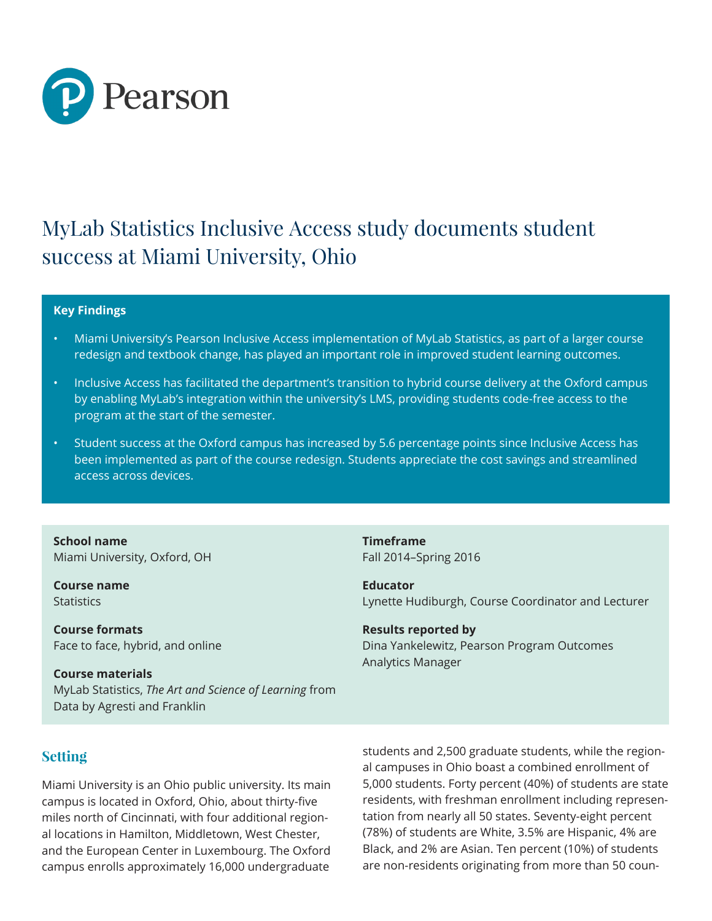Pearson

# MyLab Statistics Inclusive Access study documents student success at Miami University, Ohio

**Key Findings**

- Miami University's Pearson Inclusive Access implementation of MyLab Statistics, as part of a larger course redesign and textbook change, has played an important role in improved student learning outcomes.
- Inclusive Access has facilitated the department's transition to hybrid course delivery at the Oxford campus by enabling MyLab's integration within the university's LMS, providing students code-free access to the program at the start of the semester.
- Student success at the Oxford campus has increased by 5.6 percentage points since Inclusive Access has been implemented as part of the course redesign. Students appreciate the cost savings and streamlined access across devices.

**School name**
Miami University, Oxford, OH

**Course name**
Statistics

**Course formats**
Face to face, hybrid, and online

**Course materials**
MyLab Statistics, *The Art and Science of Learning* from Data by Agresti and Franklin

**Timeframe**
Fall 2014–Spring 2016

**Educator**
Lynette Hudiburgh, Course Coordinator and Lecturer

**Results reported by**
Dina Yankelewitz, Pearson Program Outcomes Analytics Manager

## Setting

Miami University is an Ohio public university. Its main campus is located in Oxford, Ohio, about thirty-five miles north of Cincinnati, with four additional regional locations in Hamilton, Middletown, West Chester, and the European Center in Luxembourg. The Oxford campus enrolls approximately 16,000 undergraduate students and 2,500 graduate students, while the regional campuses in Ohio boast a combined enrollment of 5,000 students. Forty percent (40%) of students are state residents, with freshman enrollment including representation from nearly all 50 states. Seventy-eight percent (78%) of students are White, 3.5% are Hispanic, 4% are Black, and 2% are Asian. Ten percent (10%) of students are non-residents originating from more than 50 coun-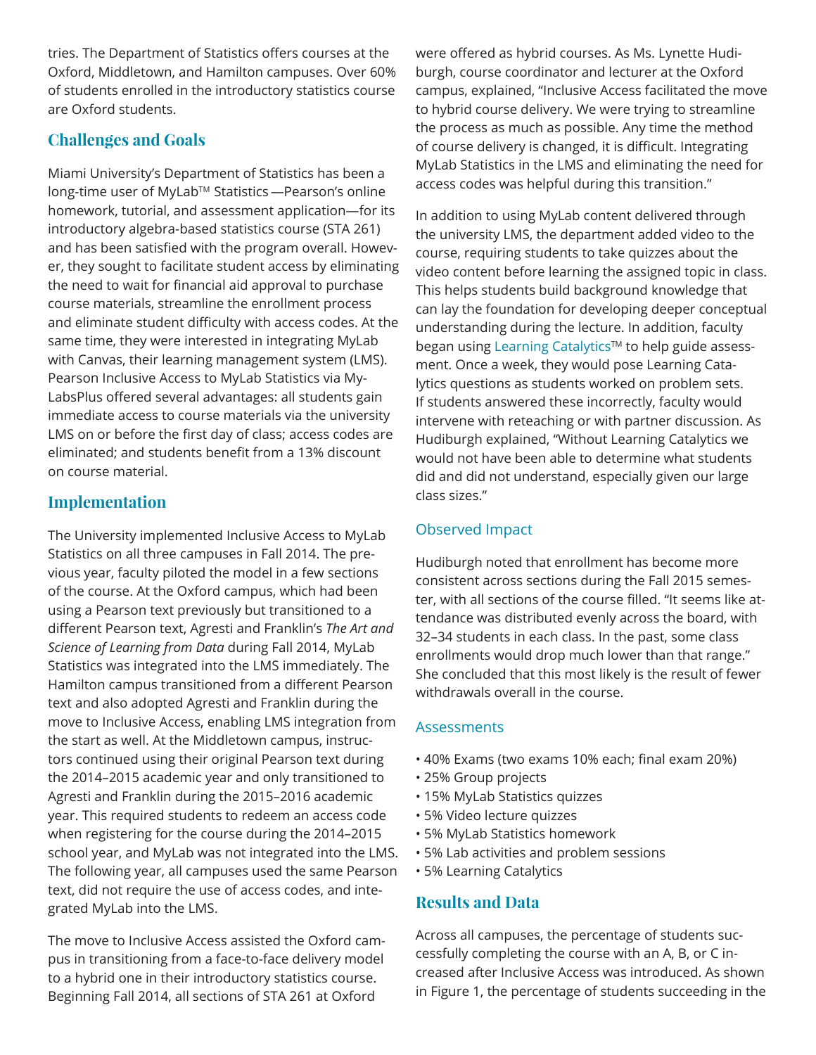tries. The Department of Statistics offers courses at the Oxford, Middletown, and Hamilton campuses. Over 60% of students enrolled in the introductory statistics course are Oxford students.

## Challenges and Goals

Miami University's Department of Statistics has been a long-time user of MyLab™ Statistics—Pearson's online homework, tutorial, and assessment application—for its introductory algebra-based statistics course (STA 261) and has been satisfied with the program overall. However, they sought to facilitate student access by eliminating the need to wait for financial aid approval to purchase course materials, streamline the enrollment process and eliminate student difficulty with access codes. At the same time, they were interested in integrating MyLab with Canvas, their learning management system (LMS). Pearson Inclusive Access to MyLab Statistics via MyLabsPlus offered several advantages: all students gain immediate access to course materials via the university LMS on or before the first day of class; access codes are eliminated; and students benefit from a 13% discount on course material.

## Implementation

The University implemented Inclusive Access to MyLab Statistics on all three campuses in Fall 2014. The previous year, faculty piloted the model in a few sections of the course. At the Oxford campus, which had been using a Pearson text previously but transitioned to a different Pearson text, Agresti and Franklin's *The Art and Science of Learning from Data* during Fall 2014, MyLab Statistics was integrated into the LMS immediately. The Hamilton campus transitioned from a different Pearson text and also adopted Agresti and Franklin during the move to Inclusive Access, enabling LMS integration from the start as well. At the Middletown campus, instructors continued using their original Pearson text during the 2014–2015 academic year and only transitioned to Agresti and Franklin during the 2015–2016 academic year. This required students to redeem an access code when registering for the course during the 2014–2015 school year, and MyLab was not integrated into the LMS. The following year, all campuses used the same Pearson text, did not require the use of access codes, and integrated MyLab into the LMS.

The move to Inclusive Access assisted the Oxford campus in transitioning from a face-to-face delivery model to a hybrid one in their introductory statistics course. Beginning Fall 2014, all sections of STA 261 at Oxford were offered as hybrid courses. As Ms. Lynette Hudiburgh, course coordinator and lecturer at the Oxford campus, explained, "Inclusive Access facilitated the move to hybrid course delivery. We were trying to streamline the process as much as possible. Any time the method of course delivery is changed, it is difficult. Integrating MyLab Statistics in the LMS and eliminating the need for access codes was helpful during this transition."

In addition to using MyLab content delivered through the university LMS, the department added video to the course, requiring students to take quizzes about the video content before learning the assigned topic in class. This helps students build background knowledge that can lay the foundation for developing deeper conceptual understanding during the lecture. In addition, faculty began using Learning Catalytics™ to help guide assessment. Once a week, they would pose Learning Catalytics questions as students worked on problem sets. If students answered these incorrectly, faculty would intervene with reteaching or with partner discussion. As Hudiburgh explained, "Without Learning Catalytics we would not have been able to determine what students did and did not understand, especially given our large class sizes."

### Observed Impact

Hudiburgh noted that enrollment has become more consistent across sections during the Fall 2015 semester, with all sections of the course filled. "It seems like attendance was distributed evenly across the board, with 32–34 students in each class. In the past, some class enrollments would drop much lower than that range." She concluded that this most likely is the result of fewer withdrawals overall in the course.

### Assessments

- 40% Exams (two exams 10% each; final exam 20%)
- 25% Group projects
- 15% MyLab Statistics quizzes
- 5% Video lecture quizzes
- 5% MyLab Statistics homework
- 5% Lab activities and problem sessions
- 5% Learning Catalytics

## Results and Data

Across all campuses, the percentage of students successfully completing the course with an A, B, or C increased after Inclusive Access was introduced. As shown in Figure 1, the percentage of students succeeding in the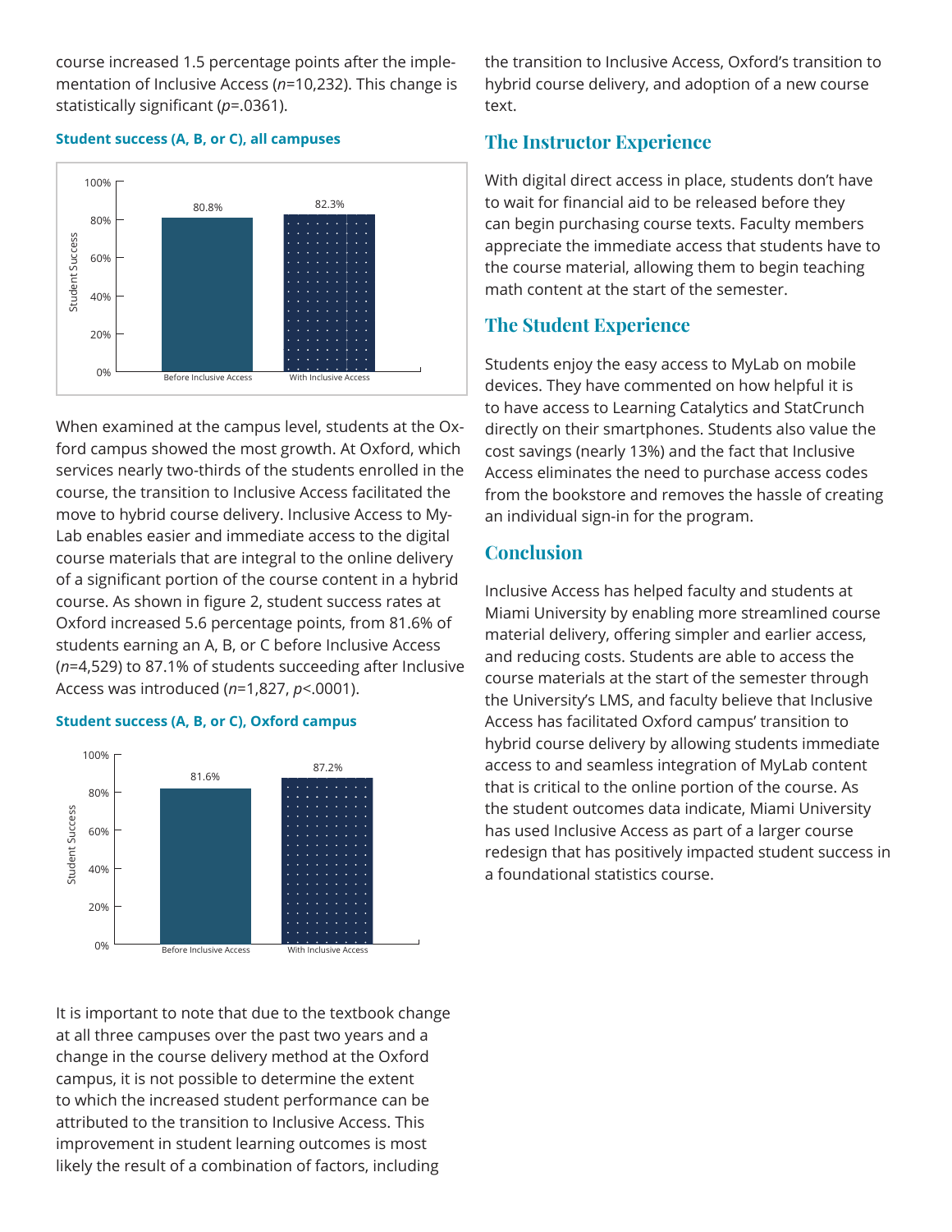course increased 1.5 percentage points after the implementation of Inclusive Access (*n*=10,232). This change is statistically significant (*p*=.0361).

**Student success (A, B, or C), all campuses**

100%
80%
60%
40%
20%
0%
Student Success
80.8%
82.3%
Before Inclusive Access
With Inclusive Access

When examined at the campus level, students at the Oxford campus showed the most growth. At Oxford, which services nearly two-thirds of the students enrolled in the course, the transition to Inclusive Access facilitated the move to hybrid course delivery. Inclusive Access to MyLab enables easier and immediate access to the digital course materials that are integral to the online delivery of a significant portion of the course content in a hybrid course. As shown in figure 2, student success rates at Oxford increased 5.6 percentage points, from 81.6% of students earning an A, B, or C before Inclusive Access (*n*=4,529) to 87.1% of students succeeding after Inclusive Access was introduced (*n*=1,827, *p*<.0001).

**Student success (A, B, or C), Oxford campus**

100%
80%
60%
40%
20%
0%
Student Success
81.6%
87.2%
Before Inclusive Access
With Inclusive Access

It is important to note that due to the textbook change at all three campuses over the past two years and a change in the course delivery method at the Oxford campus, it is not possible to determine the extent to which the increased student performance can be attributed to the transition to Inclusive Access. This improvement in student learning outcomes is most likely the result of a combination of factors, including the transition to Inclusive Access, Oxford's transition to hybrid course delivery, and adoption of a new course text.

## The Instructor Experience

With digital direct access in place, students don't have to wait for financial aid to be released before they can begin purchasing course texts. Faculty members appreciate the immediate access that students have to the course material, allowing them to begin teaching math content at the start of the semester.

## The Student Experience

Students enjoy the easy access to MyLab on mobile devices. They have commented on how helpful it is to have access to Learning Catalytics and StatCrunch directly on their smartphones. Students also value the cost savings (nearly 13%) and the fact that Inclusive Access eliminates the need to purchase access codes from the bookstore and removes the hassle of creating an individual sign-in for the program.

## Conclusion

Inclusive Access has helped faculty and students at Miami University by enabling more streamlined course material delivery, offering simpler and earlier access, and reducing costs. Students are able to access the course materials at the start of the semester through the University's LMS, and faculty believe that Inclusive Access has facilitated Oxford campus' transition to hybrid course delivery by allowing students immediate access to and seamless integration of MyLab content that is critical to the online portion of the course. As the student outcomes data indicate, Miami University has used Inclusive Access as part of a larger course redesign that has positively impacted student success in a foundational statistics course.